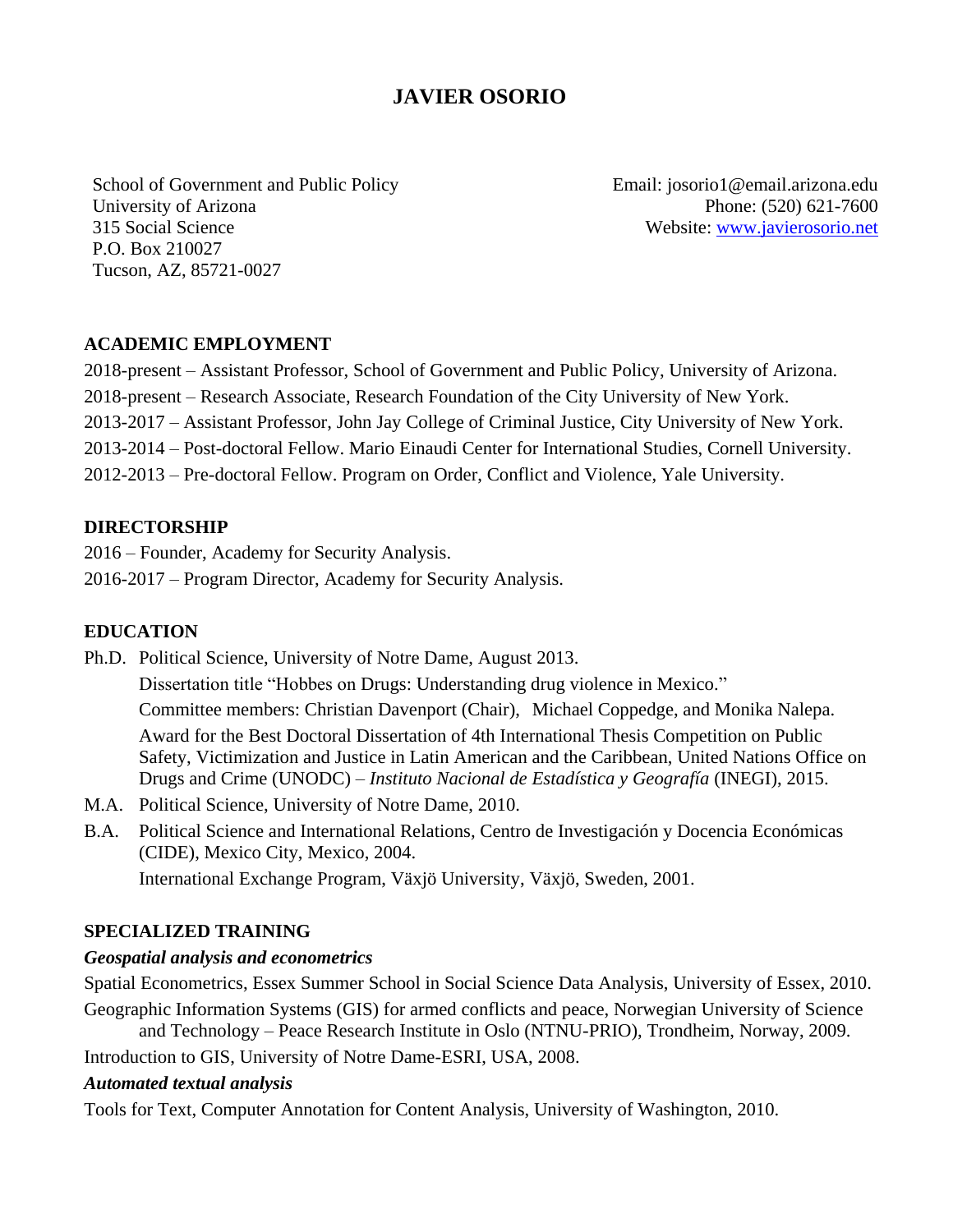# JAVIER OSORIO

School of Government and Public Policy
University of Arizona
315 Social Science
P.O. Box 210027
Tucson, AZ, 85721-0027

Email: josorio1@email.arizona.edu
Phone: (520) 621-7600
Website: www.javierosorio.net

## ACADEMIC EMPLOYMENT

2018-present – Assistant Professor, School of Government and Public Policy, University of Arizona.

2018-present – Research Associate, Research Foundation of the City University of New York.

2013-2017 – Assistant Professor, John Jay College of Criminal Justice, City University of New York.

2013-2014 – Post-doctoral Fellow. Mario Einaudi Center for International Studies, Cornell University.

2012-2013 – Pre-doctoral Fellow. Program on Order, Conflict and Violence, Yale University.

## DIRECTORSHIP

2016 – Founder, Academy for Security Analysis.

2016-2017 – Program Director, Academy for Security Analysis.

## EDUCATION

Ph.D. Political Science, University of Notre Dame, August 2013.

Dissertation title "Hobbes on Drugs: Understanding drug violence in Mexico."

Committee members: Christian Davenport (Chair), Michael Coppedge, and Monika Nalepa.

Award for the Best Doctoral Dissertation of 4th International Thesis Competition on Public Safety, Victimization and Justice in Latin American and the Caribbean, United Nations Office on Drugs and Crime (UNODC) – *Instituto Nacional de Estadística y Geografía* (INEGI), 2015.

M.A. Political Science, University of Notre Dame, 2010.

B.A. Political Science and International Relations, Centro de Investigación y Docencia Económicas (CIDE), Mexico City, Mexico, 2004.

International Exchange Program, Växjö University, Växjö, Sweden, 2001.

## SPECIALIZED TRAINING

### *Geospatial analysis and econometrics*

Spatial Econometrics, Essex Summer School in Social Science Data Analysis, University of Essex, 2010.

Geographic Information Systems (GIS) for armed conflicts and peace, Norwegian University of Science and Technology – Peace Research Institute in Oslo (NTNU-PRIO), Trondheim, Norway, 2009.

Introduction to GIS, University of Notre Dame-ESRI, USA, 2008.

### *Automated textual analysis*

Tools for Text, Computer Annotation for Content Analysis, University of Washington, 2010.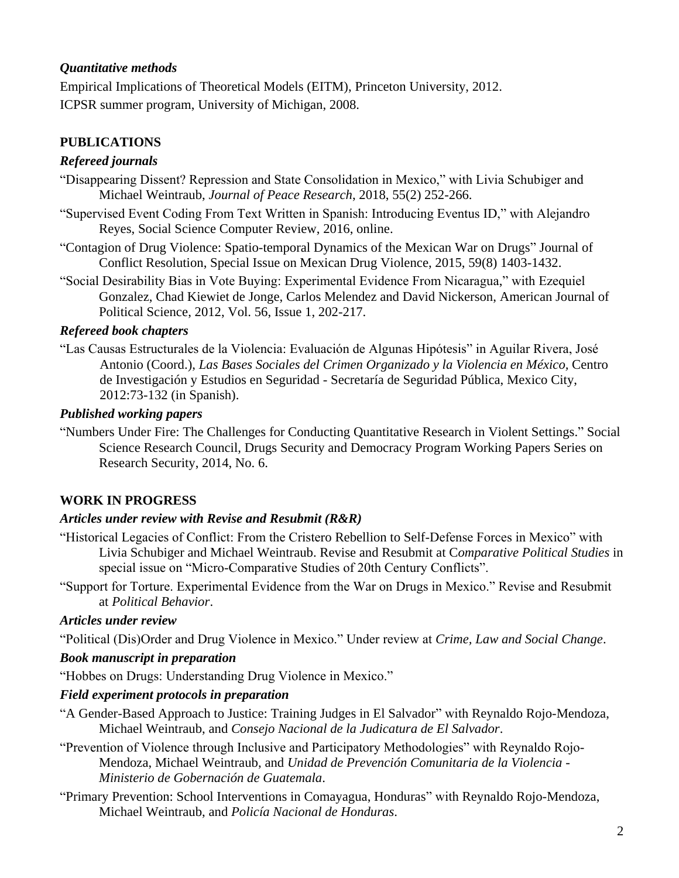### *Quantitative methods*

Empirical Implications of Theoretical Models (EITM), Princeton University, 2012.

ICPSR summer program, University of Michigan, 2008.

## PUBLICATIONS

### *Refereed journals*

"Disappearing Dissent? Repression and State Consolidation in Mexico," with Livia Schubiger and Michael Weintraub, *Journal of Peace Research*, 2018, 55(2) 252-266.

"Supervised Event Coding From Text Written in Spanish: Introducing Eventus ID," with Alejandro Reyes, Social Science Computer Review, 2016, online.

"Contagion of Drug Violence: Spatio-temporal Dynamics of the Mexican War on Drugs" Journal of Conflict Resolution, Special Issue on Mexican Drug Violence, 2015, 59(8) 1403-1432.

"Social Desirability Bias in Vote Buying: Experimental Evidence From Nicaragua," with Ezequiel Gonzalez, Chad Kiewiet de Jonge, Carlos Melendez and David Nickerson, American Journal of Political Science, 2012, Vol. 56, Issue 1, 202-217.

### *Refereed book chapters*

"Las Causas Estructurales de la Violencia: Evaluación de Algunas Hipótesis" in Aguilar Rivera, José Antonio (Coord.), *Las Bases Sociales del Crimen Organizado y la Violencia en México*, Centro de Investigación y Estudios en Seguridad - Secretaría de Seguridad Pública, Mexico City, 2012:73-132 (in Spanish).

### *Published working papers*

"Numbers Under Fire: The Challenges for Conducting Quantitative Research in Violent Settings." Social Science Research Council, Drugs Security and Democracy Program Working Papers Series on Research Security, 2014, No. 6.

## WORK IN PROGRESS

### *Articles under review with Revise and Resubmit (R&R)*

"Historical Legacies of Conflict: From the Cristero Rebellion to Self-Defense Forces in Mexico" with Livia Schubiger and Michael Weintraub. Revise and Resubmit at C*omparative Political Studies* in special issue on "Micro-Comparative Studies of 20th Century Conflicts".

"Support for Torture. Experimental Evidence from the War on Drugs in Mexico." Revise and Resubmit at *Political Behavior*.

### *Articles under review*

"Political (Dis)Order and Drug Violence in Mexico." Under review at *Crime, Law and Social Change*.

### *Book manuscript in preparation*

"Hobbes on Drugs: Understanding Drug Violence in Mexico."

### *Field experiment protocols in preparation*

"A Gender-Based Approach to Justice: Training Judges in El Salvador" with Reynaldo Rojo-Mendoza, Michael Weintraub, and *Consejo Nacional de la Judicatura de El Salvador*.

"Prevention of Violence through Inclusive and Participatory Methodologies" with Reynaldo Rojo-Mendoza, Michael Weintraub, and *Unidad de Prevención Comunitaria de la Violencia - Ministerio de Gobernación de Guatemala*.

"Primary Prevention: School Interventions in Comayagua, Honduras" with Reynaldo Rojo-Mendoza, Michael Weintraub, and *Policía Nacional de Honduras*.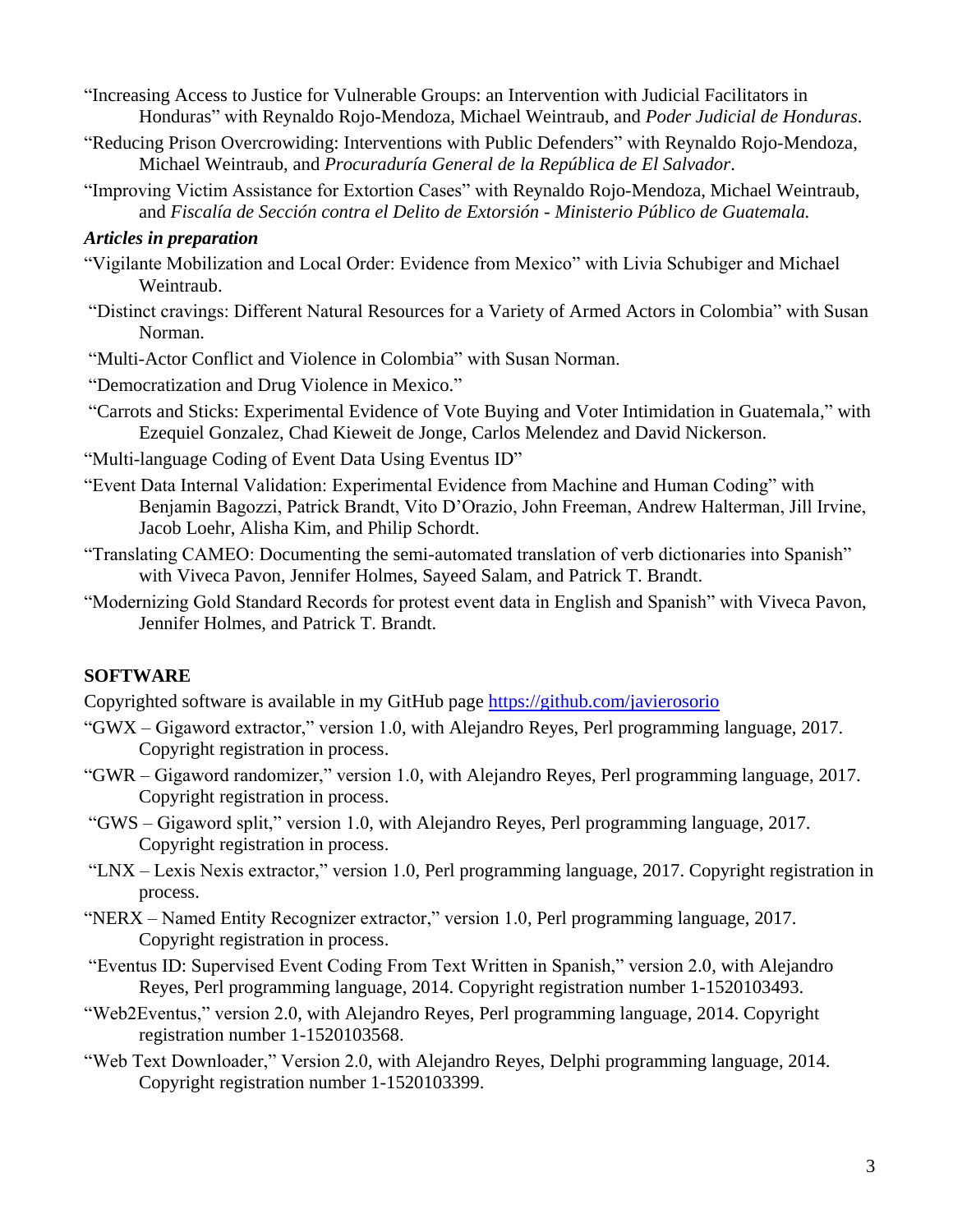"Increasing Access to Justice for Vulnerable Groups: an Intervention with Judicial Facilitators in Honduras" with Reynaldo Rojo-Mendoza, Michael Weintraub, and *Poder Judicial de Honduras*.

"Reducing Prison Overcrowiding: Interventions with Public Defenders" with Reynaldo Rojo-Mendoza, Michael Weintraub, and *Procuraduría General de la República de El Salvador*.

"Improving Victim Assistance for Extortion Cases" with Reynaldo Rojo-Mendoza, Michael Weintraub, and *Fiscalía de Sección contra el Delito de Extorsión - Ministerio Público de Guatemala.*

***Articles in preparation***

"Vigilante Mobilization and Local Order: Evidence from Mexico" with Livia Schubiger and Michael Weintraub.

"Distinct cravings: Different Natural Resources for a Variety of Armed Actors in Colombia" with Susan Norman.

"Multi-Actor Conflict and Violence in Colombia" with Susan Norman.

"Democratization and Drug Violence in Mexico."

"Carrots and Sticks: Experimental Evidence of Vote Buying and Voter Intimidation in Guatemala," with Ezequiel Gonzalez, Chad Kieweit de Jonge, Carlos Melendez and David Nickerson.

"Multi-language Coding of Event Data Using Eventus ID"

"Event Data Internal Validation: Experimental Evidence from Machine and Human Coding" with Benjamin Bagozzi, Patrick Brandt, Vito D'Orazio, John Freeman, Andrew Halterman, Jill Irvine, Jacob Loehr, Alisha Kim, and Philip Schordt.

"Translating CAMEO: Documenting the semi-automated translation of verb dictionaries into Spanish" with Viveca Pavon, Jennifer Holmes, Sayeed Salam, and Patrick T. Brandt.

"Modernizing Gold Standard Records for protest event data in English and Spanish" with Viveca Pavon, Jennifer Holmes, and Patrick T. Brandt.

## SOFTWARE

Copyrighted software is available in my GitHub page https://github.com/javierosorio

"GWX – Gigaword extractor," version 1.0, with Alejandro Reyes, Perl programming language, 2017. Copyright registration in process.

"GWR – Gigaword randomizer," version 1.0, with Alejandro Reyes, Perl programming language, 2017. Copyright registration in process.

"GWS – Gigaword split," version 1.0, with Alejandro Reyes, Perl programming language, 2017. Copyright registration in process.

"LNX – Lexis Nexis extractor," version 1.0, Perl programming language, 2017. Copyright registration in process.

"NERX – Named Entity Recognizer extractor," version 1.0, Perl programming language, 2017. Copyright registration in process.

"Eventus ID: Supervised Event Coding From Text Written in Spanish," version 2.0, with Alejandro Reyes, Perl programming language, 2014. Copyright registration number 1-1520103493.

"Web2Eventus," version 2.0, with Alejandro Reyes, Perl programming language, 2014. Copyright registration number 1-1520103568.

"Web Text Downloader," Version 2.0, with Alejandro Reyes, Delphi programming language, 2014. Copyright registration number 1-1520103399.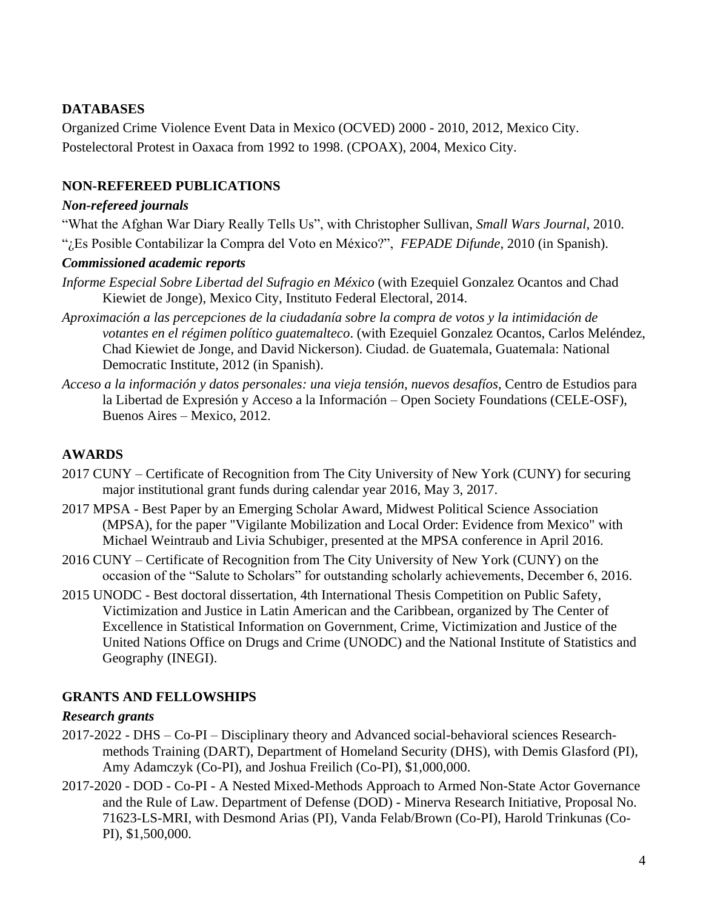## DATABASES

Organized Crime Violence Event Data in Mexico (OCVED) 2000 - 2010, 2012, Mexico City.

Postelectoral Protest in Oaxaca from 1992 to 1998. (CPOAX), 2004, Mexico City.

## NON-REFEREED PUBLICATIONS

### *Non-refereed journals*

"What the Afghan War Diary Really Tells Us", with Christopher Sullivan, *Small Wars Journal*, 2010.

"¿Es Posible Contabilizar la Compra del Voto en México?", *FEPADE Difunde*, 2010 (in Spanish).

### *Commissioned academic reports*

*Informe Especial Sobre Libertad del Sufragio en México* (with Ezequiel Gonzalez Ocantos and Chad Kiewiet de Jonge), Mexico City, Instituto Federal Electoral, 2014.

*Aproximación a las percepciones de la ciudadanía sobre la compra de votos y la intimidación de votantes en el régimen político guatemalteco*. (with Ezequiel Gonzalez Ocantos, Carlos Meléndez, Chad Kiewiet de Jonge, and David Nickerson). Ciudad. de Guatemala, Guatemala: National Democratic Institute, 2012 (in Spanish).

*Acceso a la información y datos personales: una vieja tensión, nuevos desafíos*, Centro de Estudios para la Libertad de Expresión y Acceso a la Información – Open Society Foundations (CELE-OSF), Buenos Aires – Mexico, 2012.

## AWARDS

2017 CUNY – Certificate of Recognition from The City University of New York (CUNY) for securing major institutional grant funds during calendar year 2016, May 3, 2017.

2017 MPSA - Best Paper by an Emerging Scholar Award, Midwest Political Science Association (MPSA), for the paper "Vigilante Mobilization and Local Order: Evidence from Mexico" with Michael Weintraub and Livia Schubiger, presented at the MPSA conference in April 2016.

2016 CUNY – Certificate of Recognition from The City University of New York (CUNY) on the occasion of the "Salute to Scholars" for outstanding scholarly achievements, December 6, 2016.

2015 UNODC - Best doctoral dissertation, 4th International Thesis Competition on Public Safety, Victimization and Justice in Latin American and the Caribbean, organized by The Center of Excellence in Statistical Information on Government, Crime, Victimization and Justice of the United Nations Office on Drugs and Crime (UNODC) and the National Institute of Statistics and Geography (INEGI).

## GRANTS AND FELLOWSHIPS

### *Research grants*

2017-2022 - DHS – Co-PI – Disciplinary theory and Advanced social-behavioral sciences Research-methods Training (DART), Department of Homeland Security (DHS), with Demis Glasford (PI), Amy Adamczyk (Co-PI), and Joshua Freilich (Co-PI), $1,000,000.

2017-2020 - DOD - Co-PI - A Nested Mixed-Methods Approach to Armed Non-State Actor Governance and the Rule of Law. Department of Defense (DOD) - Minerva Research Initiative, Proposal No. 71623-LS-MRI, with Desmond Arias (PI), Vanda Felab/Brown (Co-PI), Harold Trinkunas (Co-PI), $1,500,000.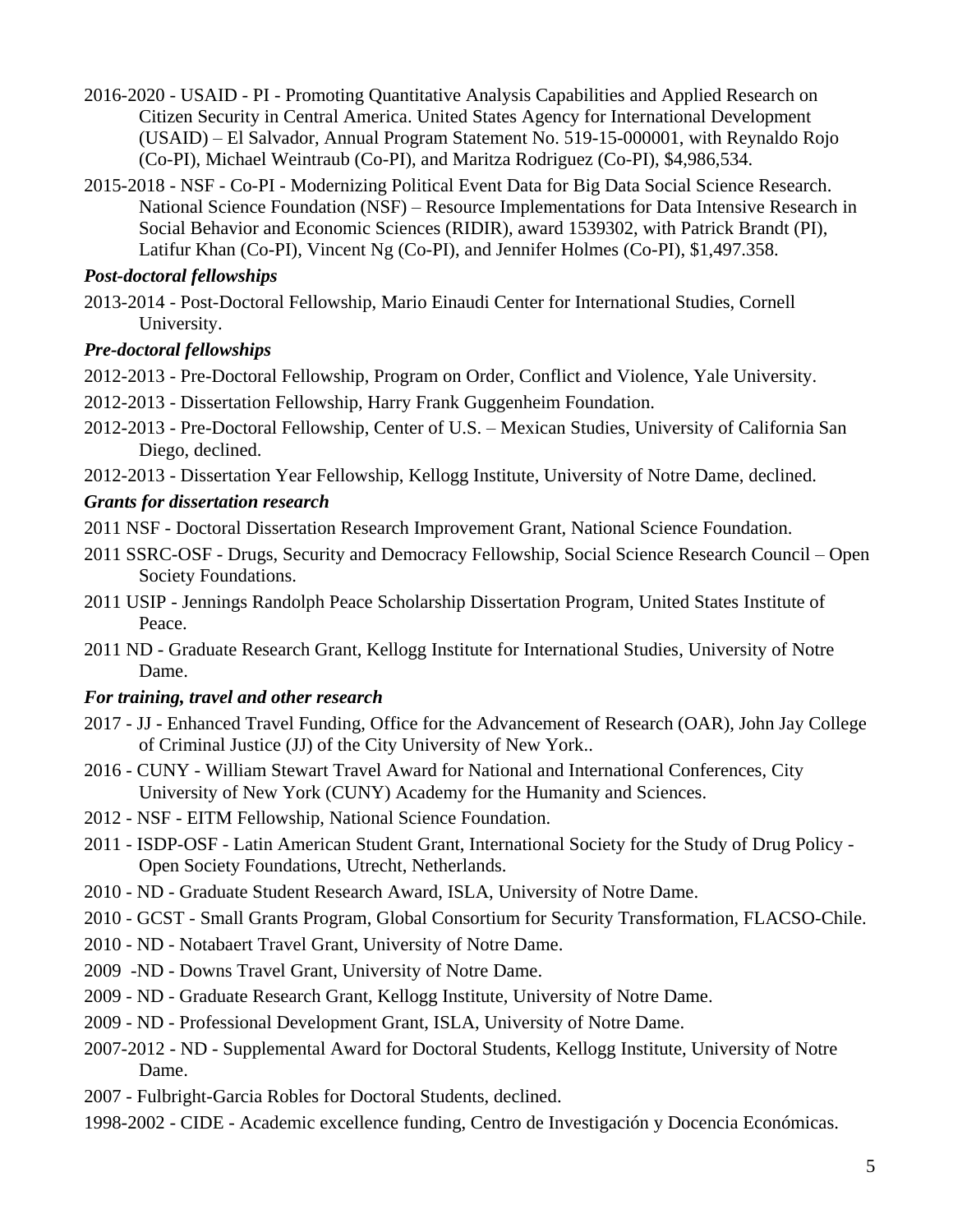2016-2020 - USAID - PI - Promoting Quantitative Analysis Capabilities and Applied Research on Citizen Security in Central America. United States Agency for International Development (USAID) – El Salvador, Annual Program Statement No. 519-15-000001, with Reynaldo Rojo (Co-PI), Michael Weintraub (Co-PI), and Maritza Rodriguez (Co-PI), $4,986,534.

2015-2018 - NSF - Co-PI - Modernizing Political Event Data for Big Data Social Science Research. National Science Foundation (NSF) – Resource Implementations for Data Intensive Research in Social Behavior and Economic Sciences (RIDIR), award 1539302, with Patrick Brandt (PI), Latifur Khan (Co-PI), Vincent Ng (Co-PI), and Jennifer Holmes (Co-PI), $1,497.358.

***Post-doctoral fellowships***

2013-2014 - Post-Doctoral Fellowship, Mario Einaudi Center for International Studies, Cornell University.

***Pre-doctoral fellowships***

2012-2013 - Pre-Doctoral Fellowship, Program on Order, Conflict and Violence, Yale University.

2012-2013 - Dissertation Fellowship, Harry Frank Guggenheim Foundation.

2012-2013 - Pre-Doctoral Fellowship, Center of U.S. – Mexican Studies, University of California San Diego, declined.

2012-2013 - Dissertation Year Fellowship, Kellogg Institute, University of Notre Dame, declined.

***Grants for dissertation research***

2011 NSF - Doctoral Dissertation Research Improvement Grant, National Science Foundation.

2011 SSRC-OSF - Drugs, Security and Democracy Fellowship, Social Science Research Council – Open Society Foundations.

2011 USIP - Jennings Randolph Peace Scholarship Dissertation Program, United States Institute of Peace.

2011 ND - Graduate Research Grant, Kellogg Institute for International Studies, University of Notre Dame.

***For training, travel and other research***

2017 - JJ - Enhanced Travel Funding, Office for the Advancement of Research (OAR), John Jay College of Criminal Justice (JJ) of the City University of New York..

2016 - CUNY - William Stewart Travel Award for National and International Conferences, City University of New York (CUNY) Academy for the Humanity and Sciences.

2012 - NSF - EITM Fellowship, National Science Foundation.

2011 - ISDP-OSF - Latin American Student Grant, International Society for the Study of Drug Policy - Open Society Foundations, Utrecht, Netherlands.

2010 - ND - Graduate Student Research Award, ISLA, University of Notre Dame.

2010 - GCST - Small Grants Program, Global Consortium for Security Transformation, FLACSO-Chile.

2010 - ND - Notabaert Travel Grant, University of Notre Dame.

2009 -ND - Downs Travel Grant, University of Notre Dame.

2009 - ND - Graduate Research Grant, Kellogg Institute, University of Notre Dame.

2009 - ND - Professional Development Grant, ISLA, University of Notre Dame.

2007-2012 - ND - Supplemental Award for Doctoral Students, Kellogg Institute, University of Notre Dame.

2007 - Fulbright-Garcia Robles for Doctoral Students, declined.

1998-2002 - CIDE - Academic excellence funding, Centro de Investigación y Docencia Económicas.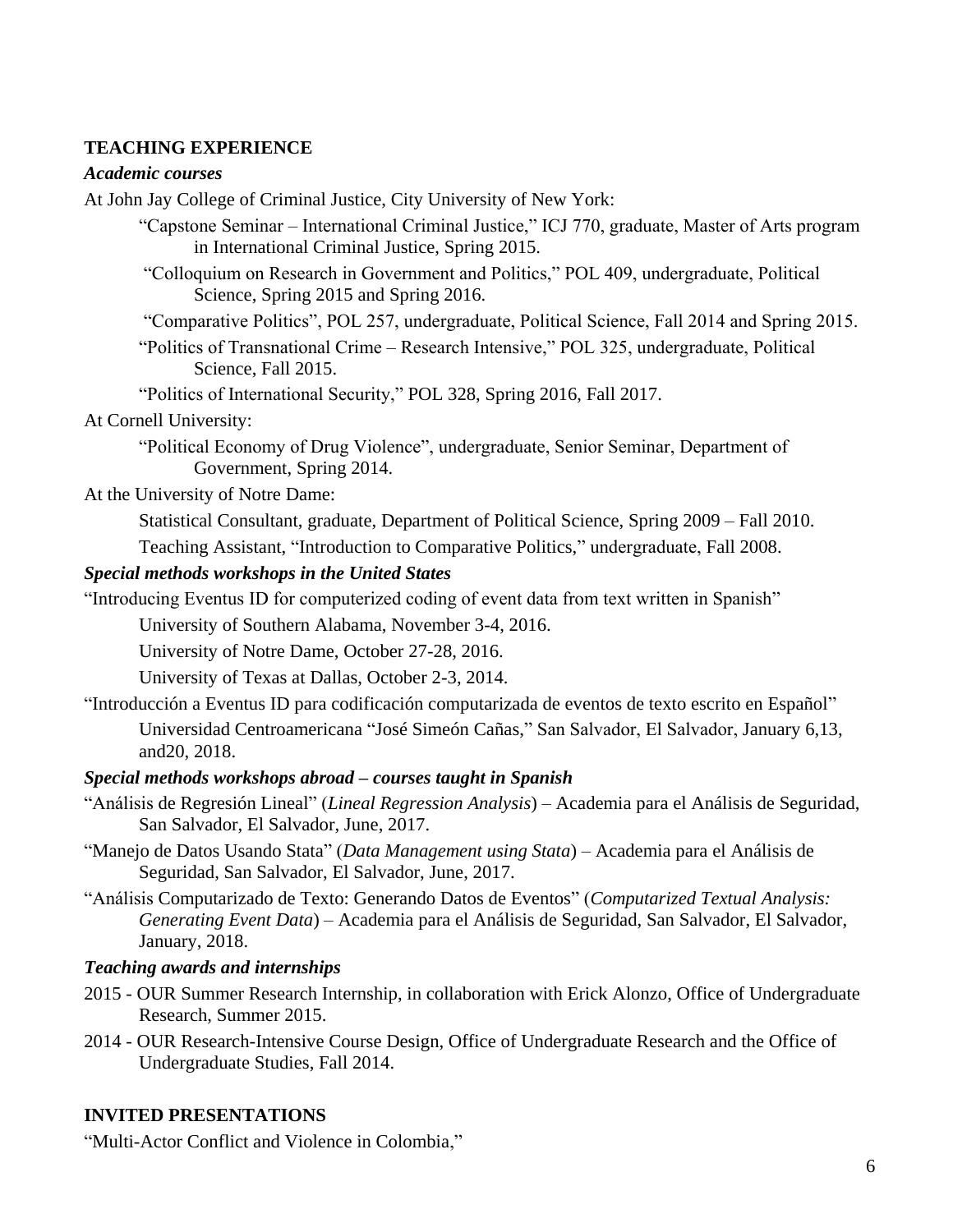## TEACHING EXPERIENCE

### *Academic courses*

At John Jay College of Criminal Justice, City University of New York:

- "Capstone Seminar – International Criminal Justice," ICJ 770, graduate, Master of Arts program in International Criminal Justice, Spring 2015.
- "Colloquium on Research in Government and Politics," POL 409, undergraduate, Political Science, Spring 2015 and Spring 2016.
- "Comparative Politics", POL 257, undergraduate, Political Science, Fall 2014 and Spring 2015.
- "Politics of Transnational Crime – Research Intensive," POL 325, undergraduate, Political Science, Fall 2015.
- "Politics of International Security," POL 328, Spring 2016, Fall 2017.

At Cornell University:

- "Political Economy of Drug Violence", undergraduate, Senior Seminar, Department of Government, Spring 2014.

At the University of Notre Dame:

- Statistical Consultant, graduate, Department of Political Science, Spring 2009 – Fall 2010.
- Teaching Assistant, "Introduction to Comparative Politics," undergraduate, Fall 2008.

### *Special methods workshops in the United States*

"Introducing Eventus ID for computerized coding of event data from text written in Spanish"

- University of Southern Alabama, November 3-4, 2016.
- University of Notre Dame, October 27-28, 2016.
- University of Texas at Dallas, October 2-3, 2014.

"Introducción a Eventus ID para codificación computarizada de eventos de texto escrito en Español"

- Universidad Centroamericana "José Simeón Cañas," San Salvador, El Salvador, January 6,13, and20, 2018.

### *Special methods workshops abroad – courses taught in Spanish*

"Análisis de Regresión Lineal" (*Lineal Regression Analysis*) – Academia para el Análisis de Seguridad, San Salvador, El Salvador, June, 2017.

"Manejo de Datos Usando Stata" (*Data Management using Stata*) – Academia para el Análisis de Seguridad, San Salvador, El Salvador, June, 2017.

"Análisis Computarizado de Texto: Generando Datos de Eventos" (*Computarized Textual Analysis: Generating Event Data*) – Academia para el Análisis de Seguridad, San Salvador, El Salvador, January, 2018.

### *Teaching awards and internships*

2015 - OUR Summer Research Internship, in collaboration with Erick Alonzo, Office of Undergraduate Research, Summer 2015.

2014 - OUR Research-Intensive Course Design, Office of Undergraduate Research and the Office of Undergraduate Studies, Fall 2014.

## INVITED PRESENTATIONS

"Multi-Actor Conflict and Violence in Colombia,"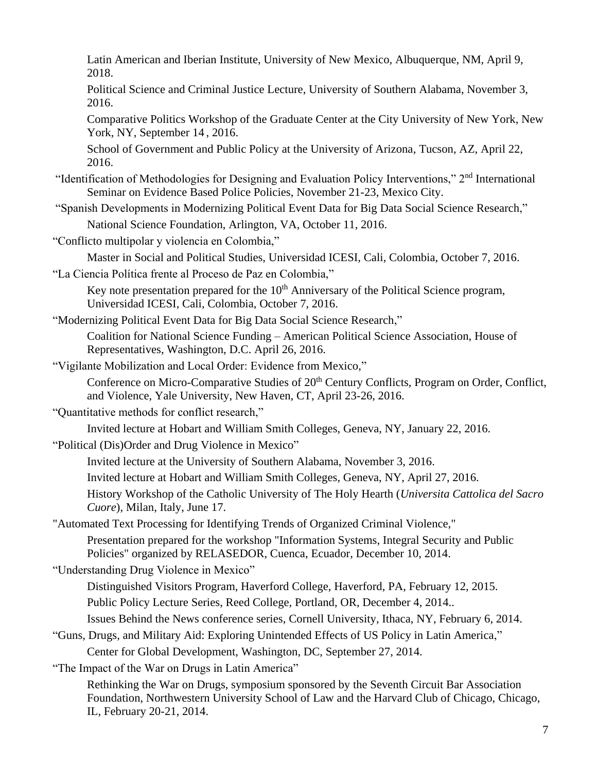Latin American and Iberian Institute, University of New Mexico, Albuquerque, NM, April 9, 2018.

Political Science and Criminal Justice Lecture, University of Southern Alabama, November 3, 2016.

Comparative Politics Workshop of the Graduate Center at the City University of New York, New York, NY, September 14 , 2016.

School of Government and Public Policy at the University of Arizona, Tucson, AZ, April 22, 2016.

"Identification of Methodologies for Designing and Evaluation Policy Interventions," 2nd International Seminar on Evidence Based Police Policies, November 21-23, Mexico City.

"Spanish Developments in Modernizing Political Event Data for Big Data Social Science Research,"

National Science Foundation, Arlington, VA, October 11, 2016.

"Conflicto multipolar y violencia en Colombia,"

Master in Social and Political Studies, Universidad ICESI, Cali, Colombia, October 7, 2016.

"La Ciencia Política frente al Proceso de Paz en Colombia,"

Key note presentation prepared for the 10th Anniversary of the Political Science program, Universidad ICESI, Cali, Colombia, October 7, 2016.

"Modernizing Political Event Data for Big Data Social Science Research,"

Coalition for National Science Funding – American Political Science Association, House of Representatives, Washington, D.C. April 26, 2016.

"Vigilante Mobilization and Local Order: Evidence from Mexico,"

Conference on Micro-Comparative Studies of 20th Century Conflicts, Program on Order, Conflict, and Violence, Yale University, New Haven, CT, April 23-26, 2016.

"Quantitative methods for conflict research,"

Invited lecture at Hobart and William Smith Colleges, Geneva, NY, January 22, 2016.

"Political (Dis)Order and Drug Violence in Mexico"

Invited lecture at the University of Southern Alabama, November 3, 2016.

Invited lecture at Hobart and William Smith Colleges, Geneva, NY, April 27, 2016.

History Workshop of the Catholic University of The Holy Hearth (*Universita Cattolica del Sacro Cuore*), Milan, Italy, June 17.

"Automated Text Processing for Identifying Trends of Organized Criminal Violence,"

Presentation prepared for the workshop "Information Systems, Integral Security and Public Policies" organized by RELASEDOR, Cuenca, Ecuador, December 10, 2014.

"Understanding Drug Violence in Mexico"

Distinguished Visitors Program, Haverford College, Haverford, PA, February 12, 2015.

Public Policy Lecture Series, Reed College, Portland, OR, December 4, 2014..

Issues Behind the News conference series, Cornell University, Ithaca, NY, February 6, 2014.

"Guns, Drugs, and Military Aid: Exploring Unintended Effects of US Policy in Latin America,"

Center for Global Development, Washington, DC, September 27, 2014.

"The Impact of the War on Drugs in Latin America"

Rethinking the War on Drugs, symposium sponsored by the Seventh Circuit Bar Association Foundation, Northwestern University School of Law and the Harvard Club of Chicago, Chicago, IL, February 20-21, 2014.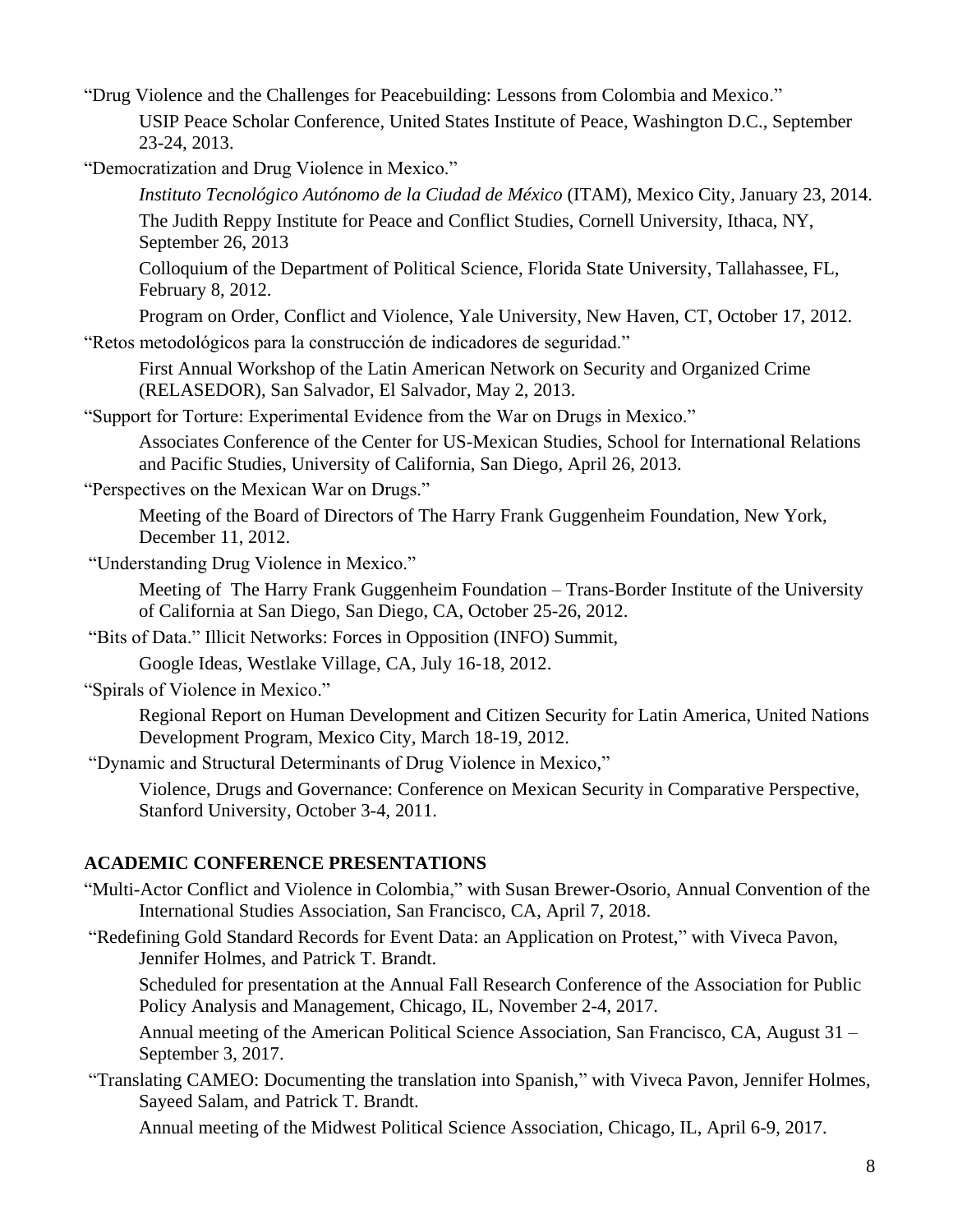"Drug Violence and the Challenges for Peacebuilding: Lessons from Colombia and Mexico."

> USIP Peace Scholar Conference, United States Institute of Peace, Washington D.C., September 23-24, 2013.

"Democratization and Drug Violence in Mexico."

> *Instituto Tecnológico Autónomo de la Ciudad de México* (ITAM), Mexico City, January 23, 2014.
>
> The Judith Reppy Institute for Peace and Conflict Studies, Cornell University, Ithaca, NY, September 26, 2013
>
> Colloquium of the Department of Political Science, Florida State University, Tallahassee, FL, February 8, 2012.
>
> Program on Order, Conflict and Violence, Yale University, New Haven, CT, October 17, 2012.

"Retos metodológicos para la construcción de indicadores de seguridad."

> First Annual Workshop of the Latin American Network on Security and Organized Crime (RELASEDOR), San Salvador, El Salvador, May 2, 2013.

"Support for Torture: Experimental Evidence from the War on Drugs in Mexico."

> Associates Conference of the Center for US-Mexican Studies, School for International Relations and Pacific Studies, University of California, San Diego, April 26, 2013.

"Perspectives on the Mexican War on Drugs."

> Meeting of the Board of Directors of The Harry Frank Guggenheim Foundation, New York, December 11, 2012.

"Understanding Drug Violence in Mexico."

> Meeting of The Harry Frank Guggenheim Foundation – Trans-Border Institute of the University of California at San Diego, San Diego, CA, October 25-26, 2012.

"Bits of Data." Illicit Networks: Forces in Opposition (INFO) Summit,

> Google Ideas, Westlake Village, CA, July 16-18, 2012.

"Spirals of Violence in Mexico."

> Regional Report on Human Development and Citizen Security for Latin America, United Nations Development Program, Mexico City, March 18-19, 2012.

"Dynamic and Structural Determinants of Drug Violence in Mexico,"

> Violence, Drugs and Governance: Conference on Mexican Security in Comparative Perspective, Stanford University, October 3-4, 2011.

## ACADEMIC CONFERENCE PRESENTATIONS

"Multi-Actor Conflict and Violence in Colombia," with Susan Brewer-Osorio, Annual Convention of the International Studies Association, San Francisco, CA, April 7, 2018.

"Redefining Gold Standard Records for Event Data: an Application on Protest," with Viveca Pavon, Jennifer Holmes, and Patrick T. Brandt.

> Scheduled for presentation at the Annual Fall Research Conference of the Association for Public Policy Analysis and Management, Chicago, IL, November 2-4, 2017.
>
> Annual meeting of the American Political Science Association, San Francisco, CA, August 31 – September 3, 2017.

"Translating CAMEO: Documenting the translation into Spanish," with Viveca Pavon, Jennifer Holmes, Sayeed Salam, and Patrick T. Brandt.

> Annual meeting of the Midwest Political Science Association, Chicago, IL, April 6-9, 2017.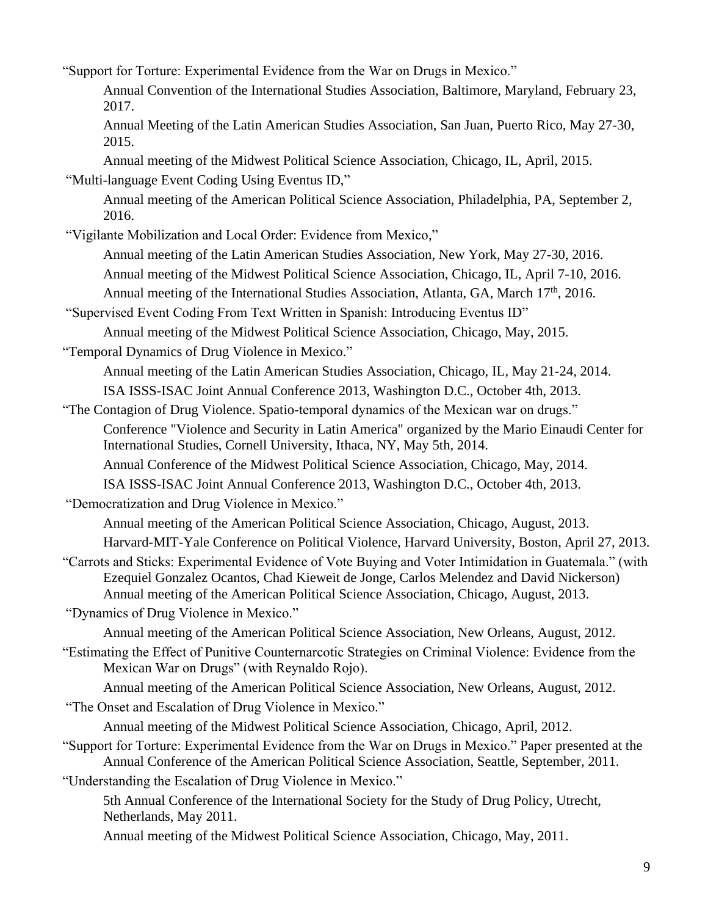"Support for Torture: Experimental Evidence from the War on Drugs in Mexico."

Annual Convention of the International Studies Association, Baltimore, Maryland, February 23, 2017.

Annual Meeting of the Latin American Studies Association, San Juan, Puerto Rico, May 27-30, 2015.

Annual meeting of the Midwest Political Science Association, Chicago, IL, April, 2015.

"Multi-language Event Coding Using Eventus ID,"

Annual meeting of the American Political Science Association, Philadelphia, PA, September 2, 2016.

"Vigilante Mobilization and Local Order: Evidence from Mexico,"

Annual meeting of the Latin American Studies Association, New York, May 27-30, 2016.

Annual meeting of the Midwest Political Science Association, Chicago, IL, April 7-10, 2016.

Annual meeting of the International Studies Association, Atlanta, GA, March 17th, 2016.

"Supervised Event Coding From Text Written in Spanish: Introducing Eventus ID"

Annual meeting of the Midwest Political Science Association, Chicago, May, 2015.

"Temporal Dynamics of Drug Violence in Mexico."

Annual meeting of the Latin American Studies Association, Chicago, IL, May 21-24, 2014.

ISA ISSS-ISAC Joint Annual Conference 2013, Washington D.C., October 4th, 2013.

"The Contagion of Drug Violence. Spatio-temporal dynamics of the Mexican war on drugs."

Conference "Violence and Security in Latin America" organized by the Mario Einaudi Center for International Studies, Cornell University, Ithaca, NY, May 5th, 2014.

Annual Conference of the Midwest Political Science Association, Chicago, May, 2014.

ISA ISSS-ISAC Joint Annual Conference 2013, Washington D.C., October 4th, 2013.

"Democratization and Drug Violence in Mexico."

Annual meeting of the American Political Science Association, Chicago, August, 2013.

Harvard-MIT-Yale Conference on Political Violence, Harvard University, Boston, April 27, 2013.

"Carrots and Sticks: Experimental Evidence of Vote Buying and Voter Intimidation in Guatemala." (with Ezequiel Gonzalez Ocantos, Chad Kieweit de Jonge, Carlos Melendez and David Nickerson)

Annual meeting of the American Political Science Association, Chicago, August, 2013.

"Dynamics of Drug Violence in Mexico."

Annual meeting of the American Political Science Association, New Orleans, August, 2012.

"Estimating the Effect of Punitive Counternarcotic Strategies on Criminal Violence: Evidence from the Mexican War on Drugs" (with Reynaldo Rojo).

Annual meeting of the American Political Science Association, New Orleans, August, 2012.

"The Onset and Escalation of Drug Violence in Mexico."

Annual meeting of the Midwest Political Science Association, Chicago, April, 2012.

"Support for Torture: Experimental Evidence from the War on Drugs in Mexico." Paper presented at the Annual Conference of the American Political Science Association, Seattle, September, 2011.

"Understanding the Escalation of Drug Violence in Mexico."

5th Annual Conference of the International Society for the Study of Drug Policy, Utrecht, Netherlands, May 2011.

Annual meeting of the Midwest Political Science Association, Chicago, May, 2011.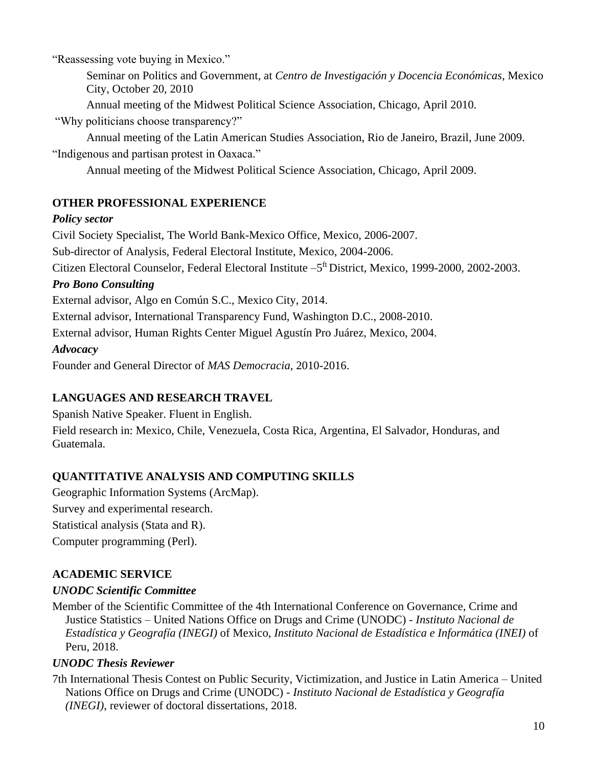"Reassessing vote buying in Mexico."

Seminar on Politics and Government, at *Centro de Investigación y Docencia Económicas*, Mexico City, October 20, 2010

Annual meeting of the Midwest Political Science Association, Chicago, April 2010.

"Why politicians choose transparency?"

Annual meeting of the Latin American Studies Association, Rio de Janeiro, Brazil, June 2009.

"Indigenous and partisan protest in Oaxaca."

Annual meeting of the Midwest Political Science Association, Chicago, April 2009.

## OTHER PROFESSIONAL EXPERIENCE

### *Policy sector*

Civil Society Specialist, The World Bank-Mexico Office, Mexico, 2006-2007.

Sub-director of Analysis, Federal Electoral Institute, Mexico, 2004-2006.

Citizen Electoral Counselor, Federal Electoral Institute –5ft District, Mexico, 1999-2000, 2002-2003.

### *Pro Bono Consulting*

External advisor, Algo en Común S.C., Mexico City, 2014.

External advisor, International Transparency Fund, Washington D.C., 2008-2010.

External advisor, Human Rights Center Miguel Agustín Pro Juárez, Mexico, 2004.

### *Advocacy*

Founder and General Director of *MAS Democracia*, 2010-2016.

## LANGUAGES AND RESEARCH TRAVEL

Spanish Native Speaker. Fluent in English.

Field research in: Mexico, Chile, Venezuela, Costa Rica, Argentina, El Salvador, Honduras, and Guatemala.

## QUANTITATIVE ANALYSIS AND COMPUTING SKILLS

Geographic Information Systems (ArcMap).

Survey and experimental research.

Statistical analysis (Stata and R).

Computer programming (Perl).

## ACADEMIC SERVICE

### *UNODC Scientific Committee*

Member of the Scientific Committee of the 4th International Conference on Governance, Crime and Justice Statistics – United Nations Office on Drugs and Crime (UNODC) - *Instituto Nacional de Estadística y Geografía (INEGI)* of Mexico, *Instituto Nacional de Estadística e Informática (INEI)* of Peru, 2018.

### *UNODC Thesis Reviewer*

7th International Thesis Contest on Public Security, Victimization, and Justice in Latin America – United Nations Office on Drugs and Crime (UNODC) - *Instituto Nacional de Estadística y Geografía (INEGI)*, reviewer of doctoral dissertations, 2018.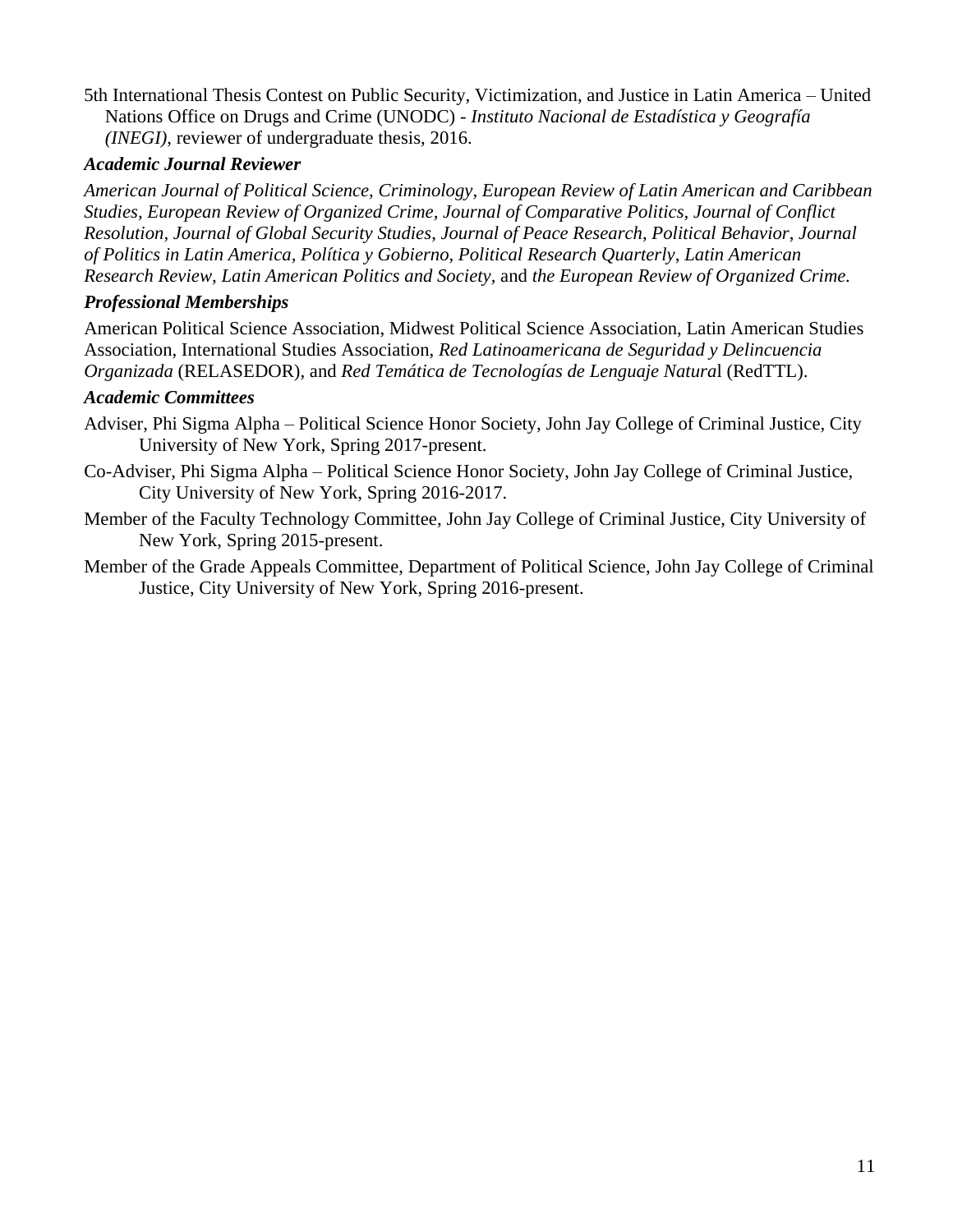5th International Thesis Contest on Public Security, Victimization, and Justice in Latin America – United Nations Office on Drugs and Crime (UNODC) - *Instituto Nacional de Estadística y Geografía (INEGI)*, reviewer of undergraduate thesis, 2016.

### *Academic Journal Reviewer*

*American Journal of Political Science, Criminology, European Review of Latin American and Caribbean Studies, European Review of Organized Crime, Journal of Comparative Politics, Journal of Conflict Resolution, Journal of Global Security Studies, Journal of Peace Research, Political Behavior, Journal of Politics in Latin America, Política y Gobierno, Political Research Quarterly, Latin American Research Review, Latin American Politics and Society,* and *the European Review of Organized Crime.*

### *Professional Memberships*

American Political Science Association, Midwest Political Science Association, Latin American Studies Association, International Studies Association, *Red Latinoamericana de Seguridad y Delincuencia Organizada* (RELASEDOR), and *Red Temática de Tecnologías de Lenguaje Natura*l (RedTTL).

### *Academic Committees*

Adviser, Phi Sigma Alpha – Political Science Honor Society, John Jay College of Criminal Justice, City University of New York, Spring 2017-present.

Co-Adviser, Phi Sigma Alpha – Political Science Honor Society, John Jay College of Criminal Justice, City University of New York, Spring 2016-2017.

Member of the Faculty Technology Committee, John Jay College of Criminal Justice, City University of New York, Spring 2015-present.

Member of the Grade Appeals Committee, Department of Political Science, John Jay College of Criminal Justice, City University of New York, Spring 2016-present.